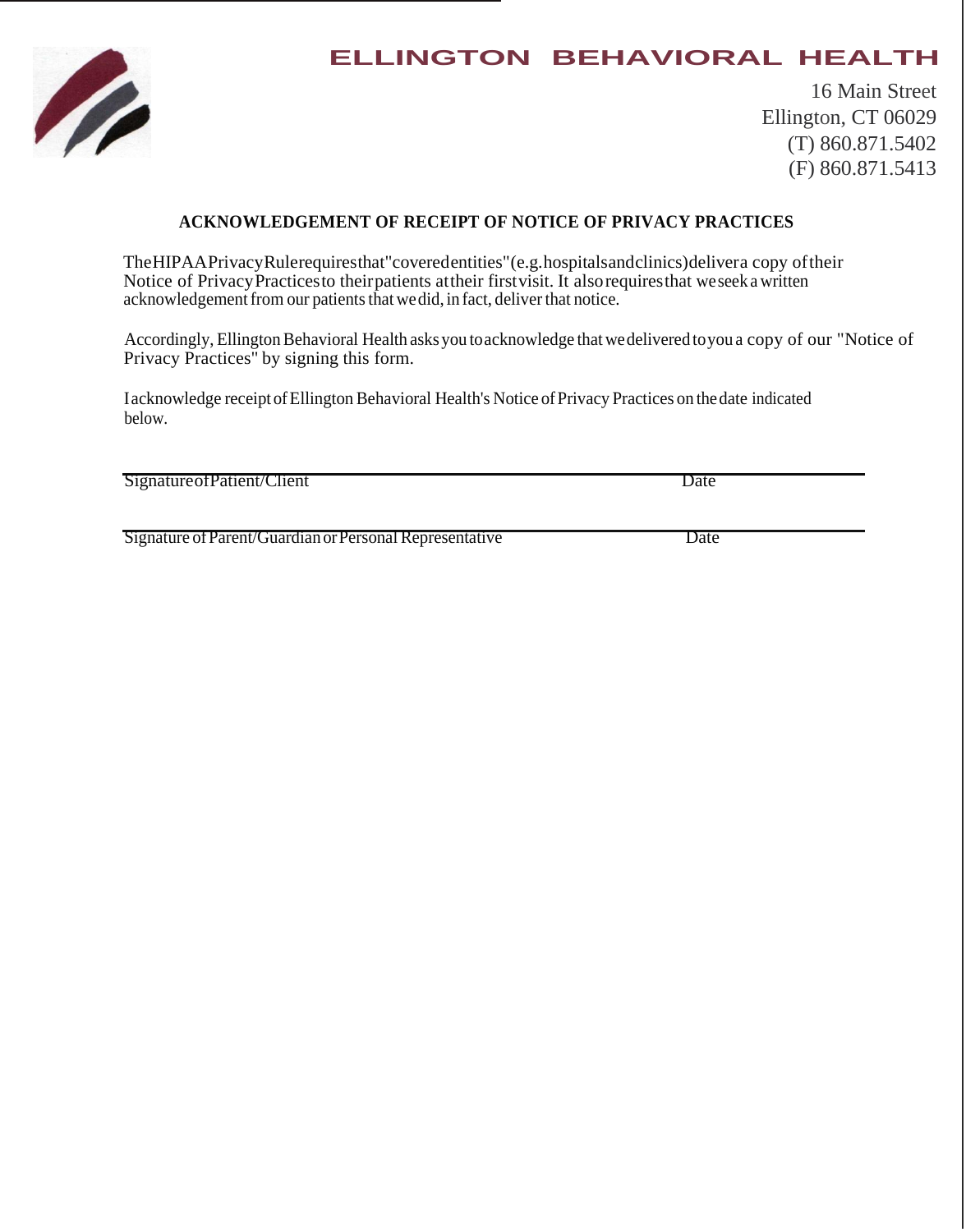# ELLINGTON BEHAVIORAL HEALTH

16 Main Street
Ellington, CT 06029
(T) 860.871.5402
(F) 860.871.5413

**ACKNOWLEDGEMENT OF RECEIPT OF NOTICE OF PRIVACY PRACTICES**

The HIPAA Privacy Rule requires that "covered entities" (e.g. hospitals and clinics) deliver a copy of their Notice of Privacy Practices to their patients at their first visit. It also requires that we seek a written acknowledgement from our patients that we did, in fact, deliver that notice.

Accordingly, Ellington Behavioral Health asks you to acknowledge that we delivered to you a copy of our "Notice of Privacy Practices" by signing this form.

I acknowledge receipt of Ellington Behavioral Health's Notice of Privacy Practices on the date indicated below.

Signature of Patient/Client Date

Signature of Parent/Guardian or Personal Representative Date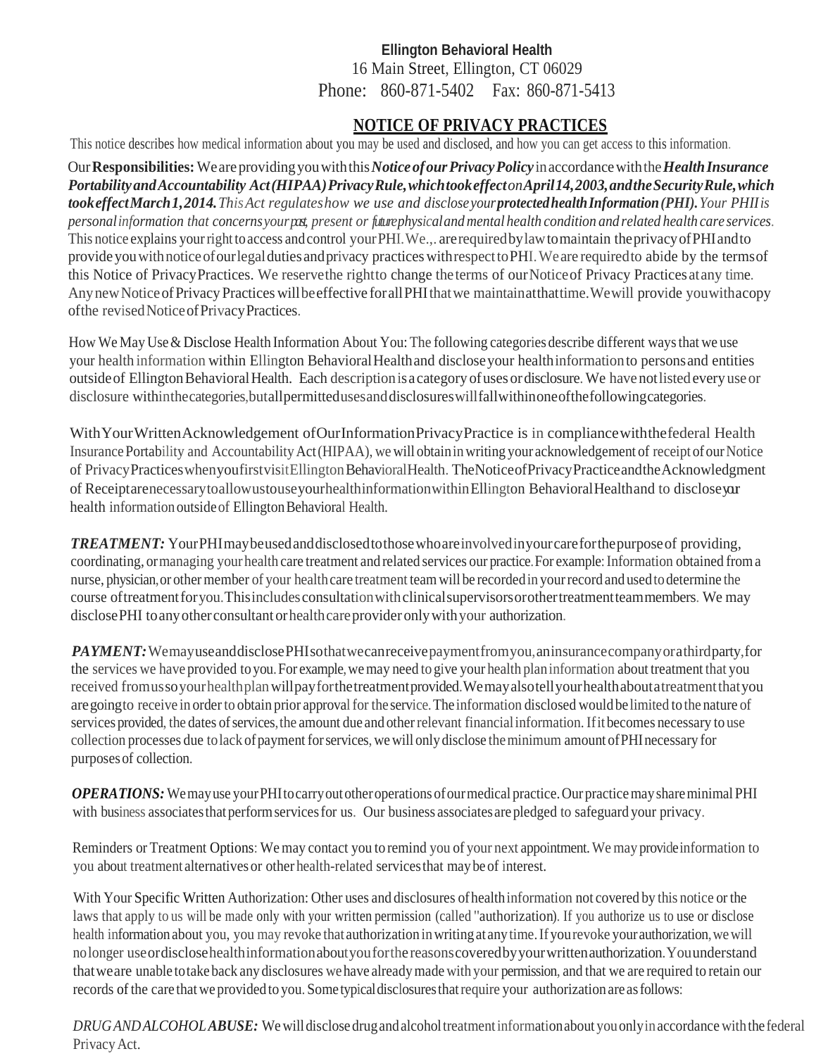**Ellington Behavioral Health**
16 Main Street, Ellington, CT 06029
Phone: 860-871-5402 Fax: 860-871-5413

## NOTICE OF PRIVACY PRACTICES

This notice describes how medical information about you may be used and disclosed, and how you can get access to this information.

Our **Responsibilities:** We are providing you with this ***Notice of our Privacy Policy*** in accordance with the ***Health Insurance Portability and Accountability Act (HIPAA) Privacy Rule, which took effect on April 14, 2003, and the Security Rule, which took effect March 1, 2014.*** *This Act regulates how we use and disclose your* ***protected health Information (PHI).*** *Your PHI is personal information that concerns your past, present or future physical and mental health condition and related health care services.* This notice explains your right to access and control your PHI. We.,. are required by law to maintain the privacy of PHI and to provide you with notice of our legal duties and privacy practices with respect to PHI. We are required to abide by the terms of this Notice of Privacy Practices. We reserve the right to change the terms of our Notice of Privacy Practices at any time. Any new Notice of Privacy Practices will be effective for all PHI that we maintain at that time. We will provide you with a copy of the revised Notice of Privacy Practices.

How We May Use & Disclose Health Information About You: The following categories describe different ways that we use your health information within Ellington Behavioral Health and disclose your health information to persons and entities outside of Ellington Behavioral Health. Each description is a category of uses or disclosure. We have not listed every use or disclosure within the categories, but all permitted uses and disclosures will fall within one of the following categories.

With Your Written Acknowledgement of Our Information Privacy Practice is in compliance with the federal Health Insurance Portability and Accountability Act (HIPAA), we will obtain in writing your acknowledgement of receipt of our Notice of Privacy Practices when you first visit Ellington Behavioral Health. The Notice of Privacy Practice and the Acknowledgment of Receipt are necessary to allow us to use your health information within Ellington Behavioral Health and to disclose your health information outside of Ellington Behavioral Health.

***TREATMENT:*** Your PHI may be used and disclosed to those who are involved in your care for the purpose of providing, coordinating, or managing your health care treatment and related services our practice. For example: Information obtained from a nurse, physician, or other member of your health care treatment team will be recorded in your record and used to determine the course of treatment for you. This includes consultation with clinical supervisors or other treatment team members. We may disclose PHI to any other consultant or health care provider only with your authorization.

***PAYMENT:*** We may use and disclose PHI so that we can receive payment from you, an insurance company or a third party, for the services we have provided to you. For example, we may need to give your health plan information about treatment that you received from us so your health plan will pay for the treatment provided. We may also tell your health about a treatment that you are going to receive in order to obtain prior approval for the service. The information disclosed would be limited to the nature of services provided, the dates of services, the amount due and other relevant financial information. If it becomes necessary to use collection processes due to lack of payment for services, we will only disclose the minimum amount of PHI necessary for purposes of collection.

***OPERATIONS:*** We may use your PHI to carry out other operations of our medical practice. Our practice may share minimal PHI with business associates that perform services for us. Our business associates are pledged to safeguard your privacy.

Reminders or Treatment Options: We may contact you to remind you of your next appointment. We may provide information to you about treatment alternatives or other health-related services that may be of interest.

With Your Specific Written Authorization: Other uses and disclosures of health information not covered by this notice or the laws that apply to us will be made only with your written permission (called "authorization). If you authorize us to use or disclose health information about you, you may revoke that authorization in writing at any time. If you revoke your authorization, we will no longer use or disclose health information about you for the reasons covered by your written authorization. You understand that we are unable to take back any disclosures we have already made with your permission, and that we are required to retain our records of the care that we provided to you. Some typical disclosures that require your authorization are as follows:

*DRUG AND ALCOHOL* ***ABUSE:*** We will disclose drug and alcohol treatment information about you only in accordance with the federal Privacy Act.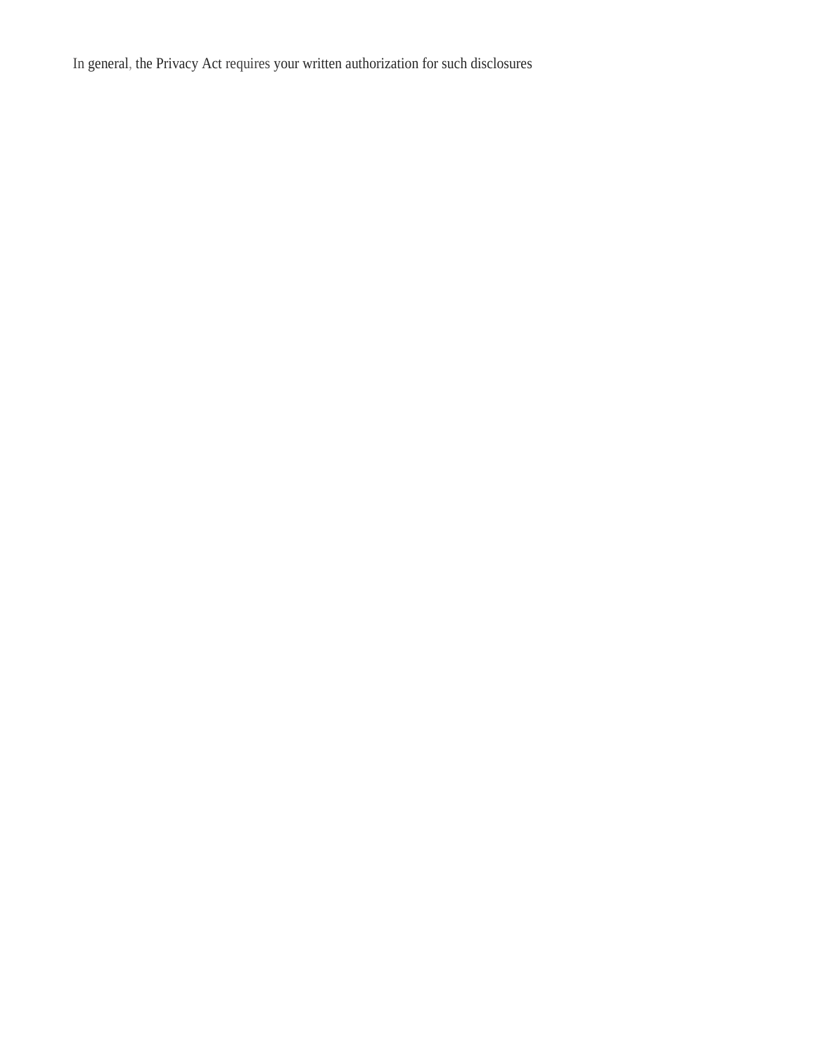In general, the Privacy Act requires your written authorization for such disclosures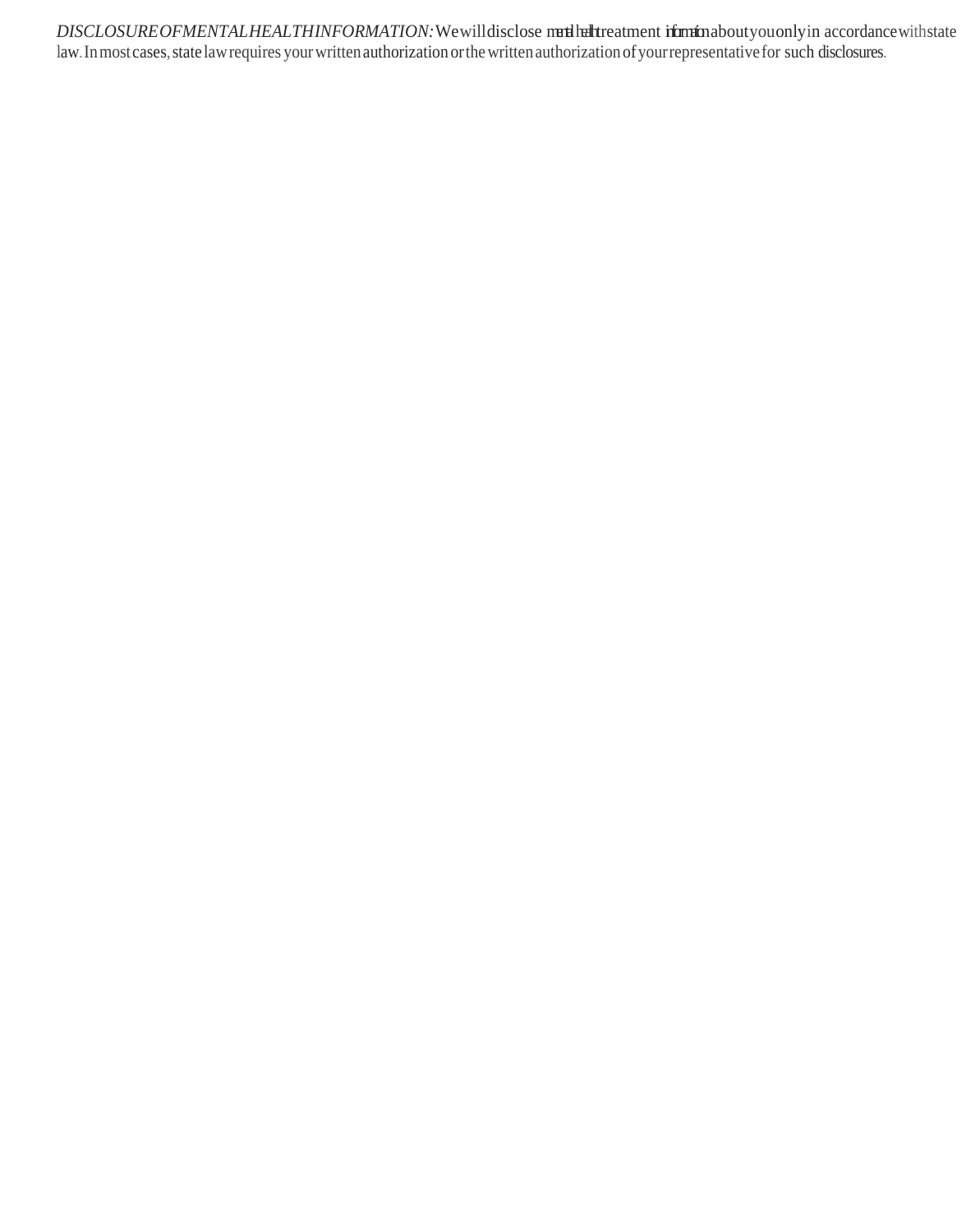*DISCLOSURE OF MENTAL HEALTH INFORMATION:* We will disclose mental health treatment information about you only in accordance with state law. In most cases, state law requires your written authorization or the written authorization of your representative for such disclosures.